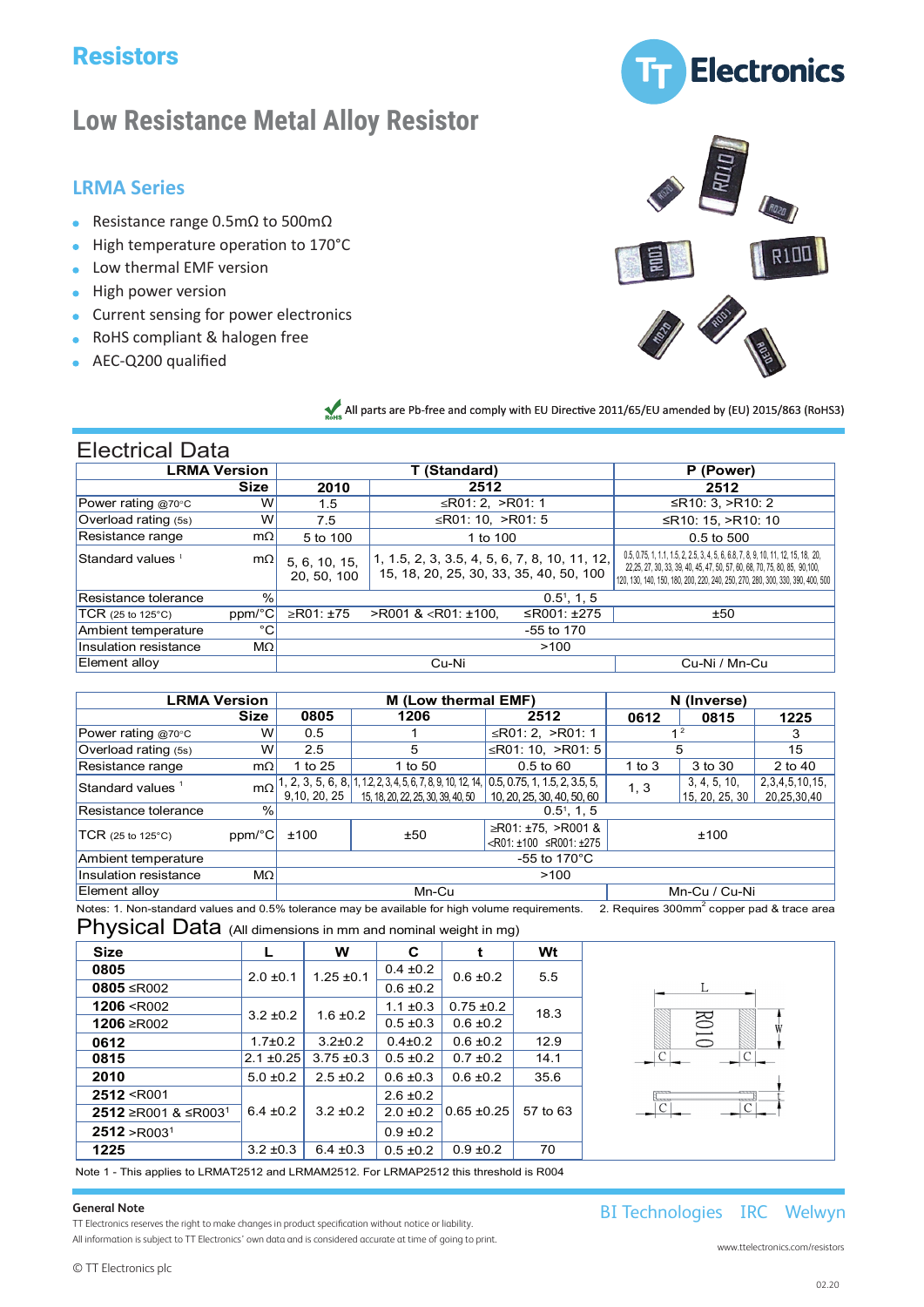# Resistors

## Low Resistance Metal Alloy Resistor

### LRMA Series

- Resistance range 0.5mΩ to 500mΩ
- High temperature operation to 170°C
- Low thermal EMF version
- High power version
- Current sensing for power electronics
- RoHS compliant & halogen free
- AEC-Q200 qualified

All parts are Pb-free and comply with EU Directive 2011/65/EU amended by (EU) 2015/863 (RoHS3)

## Electrical Data

| LRMA Version | | T (Standard) | | P (Power) |
|---|---|---|---|---|
| Size | | 2010 | 2512 | 2512 |
| Power rating @70°C | W | 1.5 | ≤R01: 2, >R01: 1 | ≤R10: 3, >R10: 2 |
| Overload rating (5s) | W | 7.5 | ≤R01: 10, >R01: 5 | ≤R10: 15, >R10: 10 |
| Resistance range | mΩ | 5 to 100 | 1 to 100 | 0.5 to 500 |
| Standard values [1] | mΩ | 5, 6, 10, 15, 20, 50, 100 | 1, 1.5, 2, 3, 3.5, 4, 5, 6, 7, 8, 10, 11, 12, 15, 18, 20, 25, 30, 33, 35, 40, 50, 100 | 0.5, 0.75, 1, 1.1, 1.5, 2, 2.5, 3, 4, 5, 6, 6.8, 7, 8, 9, 10, 11, 12, 15, 18, 20, 22, 25, 27, 30, 33, 39, 40, 45, 47, 50, 57, 60, 68, 70, 75, 80, 85, 90, 100, 120, 130, 140, 150, 180, 200, 220, 240, 250, 270, 280, 300, 330, 390, 400, 500 |
| Resistance tolerance | % | 0.5[1], 1, 5 | | |
| TCR (25 to 125°C) | ppm/°C | ≥R01: ±75 | >R001 & <R01: ±100, ≤R001: ±275 | ±50 |
| Ambient temperature | °C | -55 to 170 | | |
| Insulation resistance | MΩ | >100 | | |
| Element alloy | | Cu-Ni | | Cu-Ni / Mn-Cu |

| LRMA Version | | M (Low thermal EMF) | | | N (Inverse) | | |
|---|---|---|---|---|---|---|---|
| Size | | 0805 | 1206 | 2512 | 0612 | 0815 | 1225 |
| Power rating @70°C | W | 0.5 | 1 | ≤R01: 2, >R01: 1 | 1[2] | | 3 |
| Overload rating (5s) | W | 2.5 | 5 | ≤R01: 10, >R01: 5 | 5 | | 15 |
| Resistance range | mΩ | 1 to 25 | 1 to 50 | 0.5 to 60 | 1 to 3 | 3 to 30 | 2 to 40 |
| Standard values [1] | mΩ | 1, 2, 3, 5, 6, 8, 9, 10, 20, 25 | 1, 1.2, 2, 3, 4, 5, 6, 7, 8, 9, 10, 12, 14, 15, 18, 20, 22, 25, 30, 39, 40, 50 | 0.5, 0.75, 1, 1.5, 2, 3.5, 5, 10, 20, 25, 30, 40, 50, 60 | 1, 3 | 3, 4, 5, 10, 15, 20, 25, 30 | 2,3,4,5,10,15, 20,25,30,40 |
| Resistance tolerance | % | 0.5[1], 1, 5 | | | | | |
| TCR (25 to 125°C) | ppm/°C | ±100 | ±50 | ≥R01: ±75, >R001 & <R01: ±100 ≤R001: ±275 | ±100 | | |
| Ambient temperature | | -55 to 170°C | | | | | |
| Insulation resistance | MΩ | >100 | | | | | |
| Element alloy | | Mn-Cu | | | Mn-Cu / Cu-Ni | | |

Notes: 1. Non-standard values and 0.5% tolerance may be available for high volume requirements. 2. Requires 300mm² copper pad & trace area

## Physical Data (All dimensions in mm and nominal weight in mg)

| Size | L | W | C | t | Wt |
|---|---|---|---|---|---|
| 0805 | 2.0 ±0.1 | 1.25 ±0.1 | 0.4 ±0.2 | 0.6 ±0.2 | 5.5 |
| 0805 ≤R002 | | | 0.6 ±0.2 | | |
| 1206 <R002 | 3.2 ±0.2 | 1.6 ±0.2 | 1.1 ±0.3 | 0.75 ±0.2 | 18.3 |
| 1206 ≥R002 | | | 0.5 ±0.3 | 0.6 ±0.2 | |
| 0612 | 1.7±0.2 | 3.2±0.2 | 0.4±0.2 | 0.6 ±0.2 | 12.9 |
| 0815 | 2.1 ±0.25 | 3.75 ±0.3 | 0.5 ±0.2 | 0.7 ±0.2 | 14.1 |
| 2010 | 5.0 ±0.2 | 2.5 ±0.2 | 0.6 ±0.3 | 0.6 ±0.2 | 35.6 |
| 2512 <R001 | 6.4 ±0.2 | 3.2 ±0.2 | 2.6 ±0.2 | 0.65 ±0.25 | 57 to 63 |
| 2512 ≥R001 & ≤R003[1] | | | 2.0 ±0.2 | | |
| 2512 >R003[1] | | | 0.9 ±0.2 | | |
| 1225 | 3.2 ±0.3 | 6.4 ±0.3 | 0.5 ±0.3 | 0.9 ±0.2 | 70 |

Note 1 - This applies to LRMAT2512 and LRMAM2512. For LRMAP2512 this threshold is R004

**General Note**

TT Electronics reserves the right to make changes in product specification without notice or liability.
All information is subject to TT Electronics' own data and is considered accurate at time of going to print.

© TT Electronics plc

BI Technologies IRC Welwyn

www.ttelectronics.com/resistors

02.20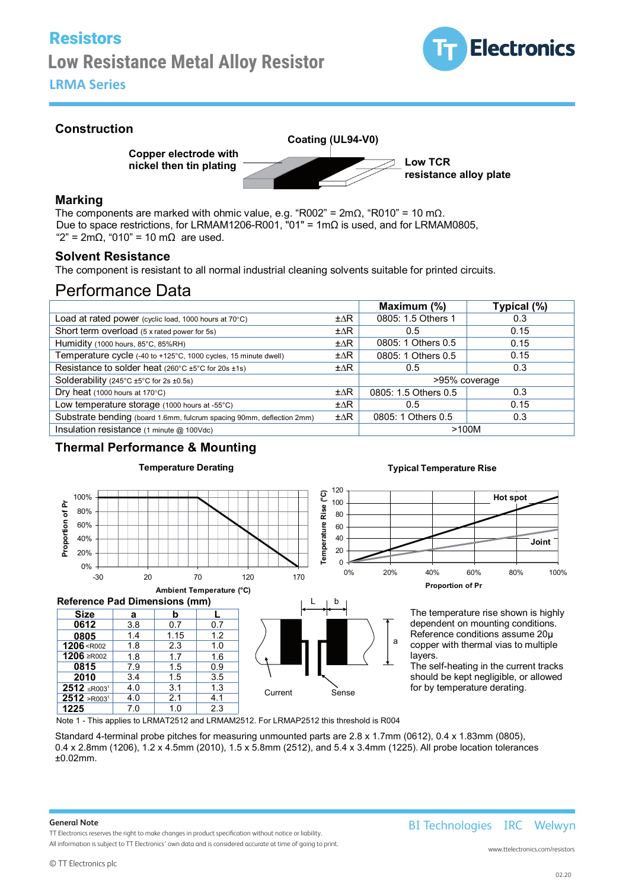# Resistors

## Low Resistance Metal Alloy Resistor

### LRMA Series

## Construction

Coating (UL94-V0)

Copper electrode with nickel then tin plating

Low TCR resistance alloy plate

## Marking

The components are marked with ohmic value, e.g. "R002" = 2mΩ, "R010" = 10 mΩ.
Due to space restrictions, for LRMAM1206-R001, "01" = 1mΩ is used, and for LRMAM0805, "2" = 2mΩ, "010" = 10 mΩ are used.

## Solvent Resistance

The component is resistant to all normal industrial cleaning solvents suitable for printed circuits.

# Performance Data

| | | Maximum (%) | Typical (%) |
|---|---|---|---|
| Load at rated power (cyclic load, 1000 hours at 70°C) | ±ΔR | 0805: 1.5 Others 1 | 0.3 |
| Short term overload (5 x rated power for 5s) | ±ΔR | 0.5 | 0.15 |
| Humidity (1000 hours, 85°C, 85%RH) | ±ΔR | 0805: 1 Others 0.5 | 0.15 |
| Temperature cycle (-40 to +125°C, 1000 cycles, 15 minute dwell) | ±ΔR | 0805: 1 Others 0.5 | 0.15 |
| Resistance to solder heat (260°C ±5°C for 20s ±1s) | ±ΔR | 0.5 | 0.3 |
| Solderability (245°C ±5°C for 2s ±0.5s) | | >95% coverage | |
| Dry heat (1000 hours at 170°C) | ±ΔR | 0805: 1.5 Others 0.5 | 0.3 |
| Low temperature storage (1000 hours at -55°C) | ±ΔR | 0.5 | 0.15 |
| Substrate bending (board 1.6mm, fulcrum spacing 90mm, deflection 2mm) | ±ΔR | 0805: 1 Others 0.5 | 0.3 |
| Insulation resistance (1 minute @ 100Vdc) | | >100M | |

## Thermal Performance & Mounting

**Temperature Derating**

Proportion of Pr: 0%, 20%, 40%, 60%, 80%, 100%
Ambient Temperature (°C): -30, 20, 70, 120, 170

**Typical Temperature Rise**

Temperature Rise (°C): 0, 20, 40, 60, 80, 100, 120
Proportion of Pr: 0%, 20%, 40%, 60%, 80%, 100%
Hot spot
Joint

### Reference Pad Dimensions (mm)

| Size | a | b | L |
|---|---|---|---|
| 0612 | 3.8 | 0.7 | 0.7 |
| 0805 | 1.4 | 1.15 | 1.2 |
| 1206 <R002 | 1.8 | 2.3 | 1.0 |
| 1206 ≥R002 | 1.8 | 1.7 | 1.6 |
| 0815 | 7.9 | 1.5 | 0.9 |
| 2010 | 3.4 | 1.5 | 3.5 |
| 2512 ≤R003[1] | 4.0 | 3.1 | 1.3 |
| 2512 >R003[1] | 4.0 | 2.1 | 4.1 |
| 1225 | 7.0 | 1.0 | 2.3 |

L, b, a — Current, Sense

The temperature rise shown is highly dependent on mounting conditions. Reference conditions assume 20µ copper with thermal vias to multiple layers.
The self-heating in the current tracks should be kept negligible, or allowed for by temperature derating.

Note 1 - This applies to LRMAT2512 and LRMAM2512. For LRMAP2512 this threshold is R004

Standard 4-terminal probe pitches for measuring unmounted parts are 2.8 x 1.7mm (0612), 0.4 x 1.83mm (0805), 0.4 x 2.8mm (1206), 1.2 x 4.5mm (2010), 1.5 x 5.8mm (2512), and 5.4 x 3.4mm (1225). All probe location tolerances ±0.02mm.

**General Note**

TT Electronics reserves the right to make changes in product specification without notice or liability.
All information is subject to TT Electronics' own data and is considered accurate at time of going to print.

© TT Electronics plc

BI Technologies IRC Welwyn

www.ttelectronics.com/resistors

02.20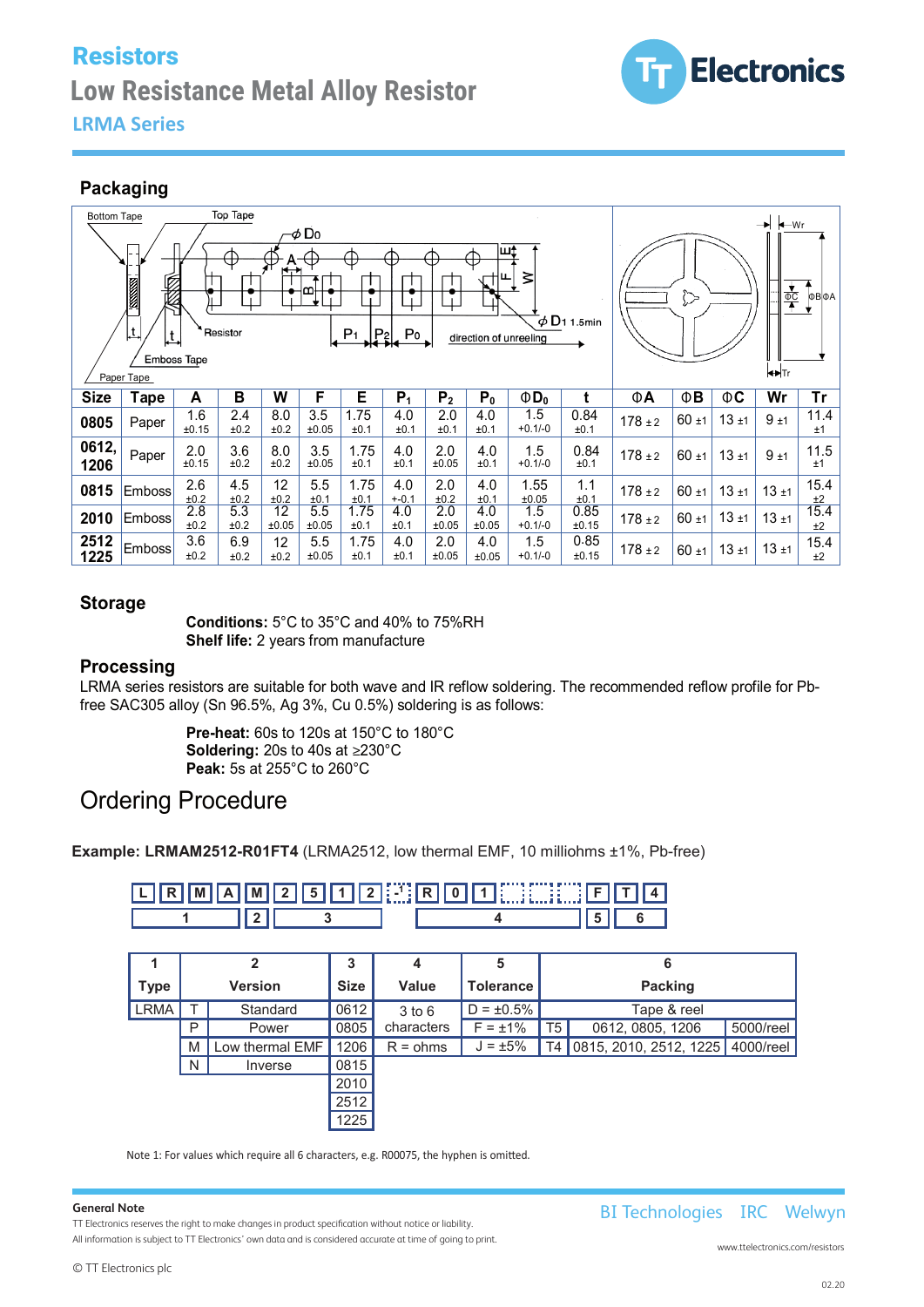# Resistors

## Low Resistance Metal Alloy Resistor

### LRMA Series

## Packaging

Bottom Tape
Top Tape
φ D0
A
B
E
F
W
Resistor
Emboss Tape
Paper Tape
t
P1
P2
P0
direction of unreeling
φ D1 1.5min
Wr
ΦC
ΦB
ΦA
Tr

| Size | Tape | A | B | W | F | E | $P_1$ | $P_2$ | $P_0$ | $\Phi D_0$ | t | ΦA | ΦB | ΦC | Wr | Tr |
|---|---|---|---|---|---|---|---|---|---|---|---|---|---|---|---|---|
| 0805 | Paper | 1.6 ±0.15 | 2.4 ±0.2 | 8.0 ±0.2 | 3.5 ±0.05 | 1.75 ±0.1 | 4.0 ±0.1 | 2.0 ±0.1 | 4.0 ±0.1 | 1.5 +0.1/-0 | 0.84 ±0.1 | 178 ±2 | 60 ±1 | 13 ±1 | 9 ±1 | 11.4 ±1 |
| 0612, 1206 | Paper | 2.0 ±0.15 | 3.6 ±0.2 | 8.0 ±0.2 | 3.5 ±0.05 | 1.75 ±0.1 | 4.0 ±0.1 | 2.0 ±0.05 | 4.0 ±0.1 | 1.5 +0.1/-0 | 0.84 ±0.1 | 178 ±2 | 60 ±1 | 13 ±1 | 9 ±1 | 11.5 ±1 |
| 0815 | Emboss | 2.6 ±0.2 | 4.5 ±0.2 | 12 ±0.2 | 5.5 ±0.1 | 1.75 ±0.1 | 4.0 +-0.1 | 2.0 ±0.2 | 4.0 ±0.1 | 1.55 ±0.05 | 1.1 ±0.1 | 178 ±2 | 60 ±1 | 13 ±1 | 13 ±1 | 15.4 ±2 |
| 2010 | Emboss | 2.8 ±0.2 | 5.3 ±0.2 | 12 ±0.05 | 5.5 ±0.05 | 1.75 ±0.1 | 4.0 ±0.1 | 2.0 ±0.05 | 4.0 ±0.05 | 1.5 +0.1/-0 | 0.85 ±0.15 | 178 ±2 | 60 ±1 | 13 ±1 | 13 ±1 | 15.4 ±2 |
| 2512 1225 | Emboss | 3.6 ±0.2 | 6.9 ±0.2 | 12 ±0.2 | 5.5 ±0.05 | 1.75 ±0.1 | 4.0 ±0.1 | 2.0 ±0.05 | 4.0 ±0.05 | 1.5 +0.1/-0 | 0.85 ±0.15 | 178 ±2 | 60 ±1 | 13 ±1 | 13 ±1 | 15.4 ±2 |

## Storage

**Conditions:** 5°C to 35°C and 40% to 75%RH
**Shelf life:** 2 years from manufacture

## Processing

LRMA series resistors are suitable for both wave and IR reflow soldering. The recommended reflow profile for Pb-free SAC305 alloy (Sn 96.5%, Ag 3%, Cu 0.5%) soldering is as follows:

**Pre-heat:** 60s to 120s at 150°C to 180°C
**Soldering:** 20s to 40s at ≥230°C
**Peak:** 5s at 255°C to 260°C

# Ordering Procedure

**Example: LRMAM2512-R01FT4** (LRMA2512, low thermal EMF, 10 milliohms ±1%, Pb-free)

| L | R | M | A | M | 2 | 5 | 1 | 2 | - | R | 0 | 1 | | | | F | T | 4 |
|---|---|---|---|---|---|---|---|---|---|---|---|---|---|---|---|---|---|---|
| 1 | | | | 2 | 3 | | | | | 4 | | | | | | 5 | 6 | |

| 1 Type | 2 Version | | 3 Size | 4 Value | 5 Tolerance | 6 Packing | | |
|---|---|---|---|---|---|---|---|---|
| LRMA | T | Standard | 0612 | 3 to 6 characters | D = ±0.5% | Tape & reel | | |
| | P | Power | 0805 | | F = ±1% | T5 | 0612, 0805, 1206 | 5000/reel |
| | M | Low thermal EMF | 1206 | R = ohms | J = ±5% | T4 | 0815, 2010, 2512, 1225 | 4000/reel |
| | N | Inverse | 0815 | | | | | |
| | | | 2010 | | | | | |
| | | | 2512 | | | | | |
| | | | 1225 | | | | | |

Note 1: For values which require all 6 characters, e.g. R00075, the hyphen is omitted.

**General Note**

TT Electronics reserves the right to make changes in product specification without notice or liability.
All information is subject to TT Electronics' own data and is considered accurate at time of going to print.

© TT Electronics plc

BI Technologies IRC Welwyn

www.ttelectronics.com/resistors

02.20